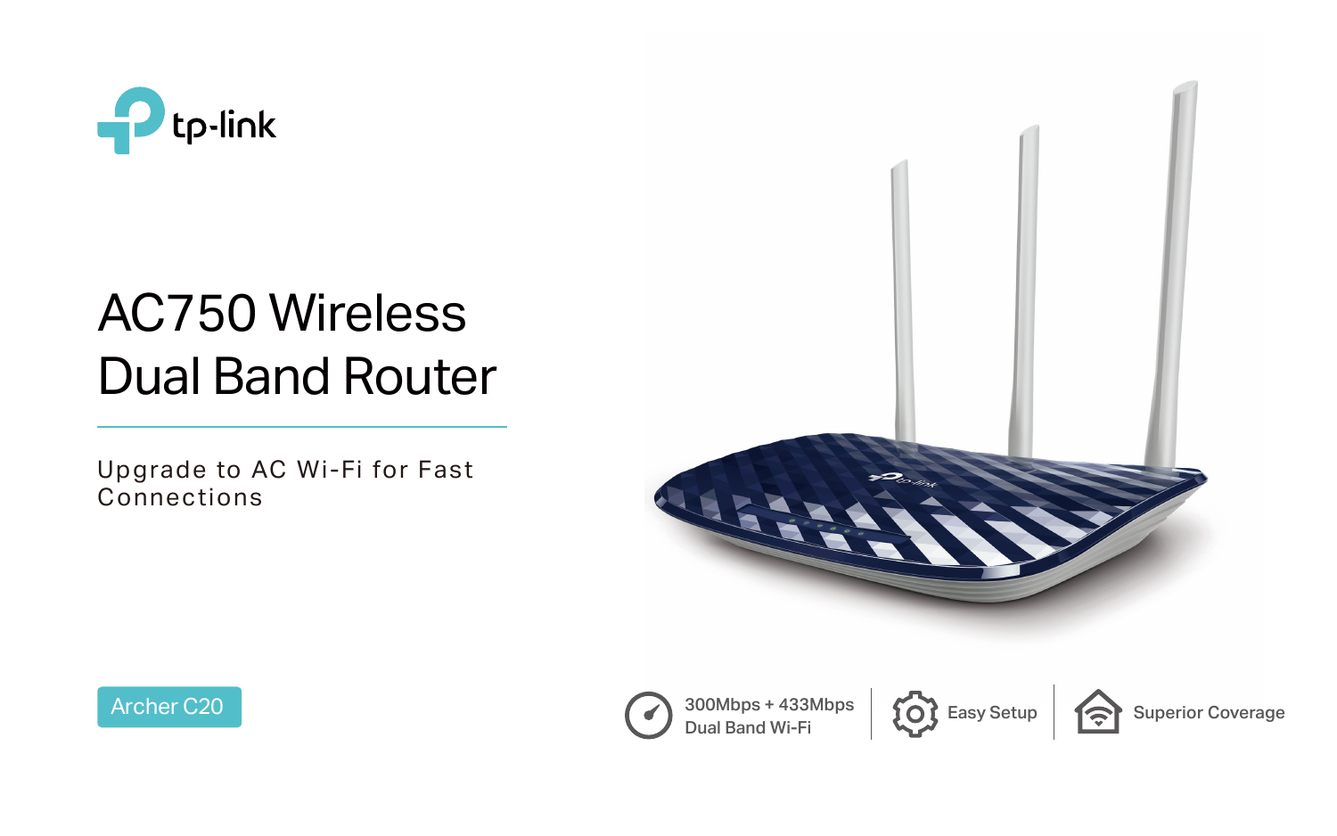tp-link

# AC750 Wireless Dual Band Router

Upgrade to AC Wi-Fi for Fast Connections

Archer C20

300Mbps + 433Mbps Dual Band Wi-Fi

Easy Setup

Superior Coverage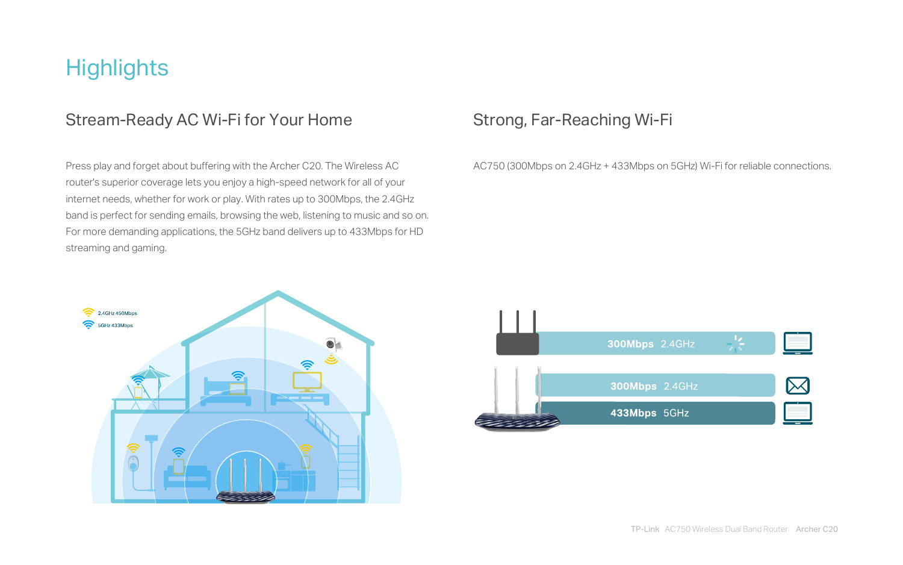# Highlights

## Stream-Ready AC Wi-Fi for Your Home

Press play and forget about buffering with the Archer C20. The Wireless AC router's superior coverage lets you enjoy a high-speed network for all of your internet needs, whether for work or play. With rates up to 300Mbps, the 2.4GHz band is perfect for sending emails, browsing the web, listening to music and so on. For more demanding applications, the 5GHz band delivers up to 433Mbps for HD streaming and gaming.

## Strong, Far-Reaching Wi-Fi

AC750 (300Mbps on 2.4GHz + 433Mbps on 5GHz) Wi-Fi for reliable connections.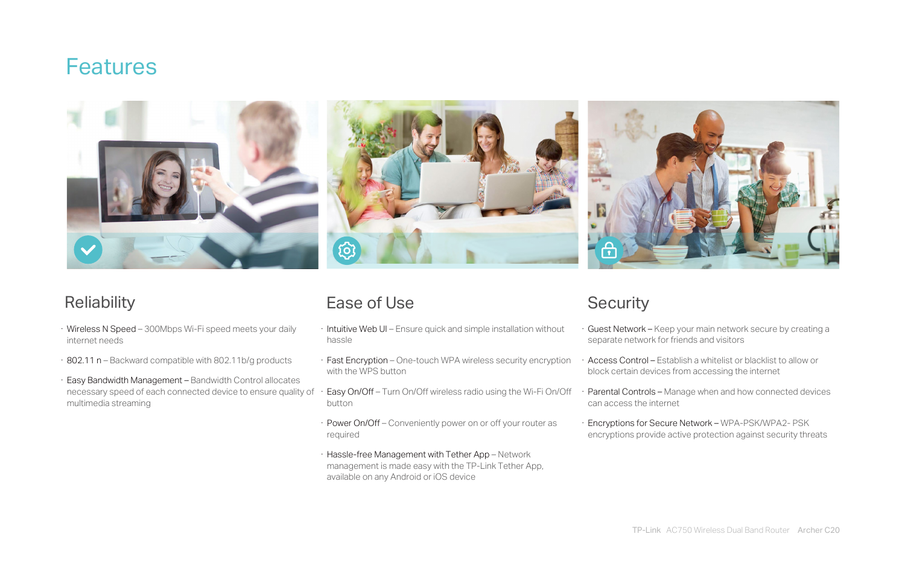# Features

## Reliability

- Wireless N Speed – 300Mbps Wi-Fi speed meets your daily internet needs
- 802.11 n – Backward compatible with 802.11b/g products
- Easy Bandwidth Management – Bandwidth Control allocates necessary speed of each connected device to ensure quality of multimedia streaming

## Ease of Use

- Intuitive Web UI – Ensure quick and simple installation without hassle
- Fast Encryption – One-touch WPA wireless security encryption with the WPS button
- Easy On/Off – Turn On/Off wireless radio using the Wi-Fi On/Off button
- Power On/Off – Conveniently power on or off your router as required
- Hassle-free Management with Tether App – Network management is made easy with the TP-Link Tether App, available on any Android or iOS device

## Security

- Guest Network – Keep your main network secure by creating a separate network for friends and visitors
- Access Control – Establish a whitelist or blacklist to allow or block certain devices from accessing the internet
- Parental Controls – Manage when and how connected devices can access the internet
- Encryptions for Secure Network – WPA-PSK/WPA2- PSK encryptions provide active protection against security threats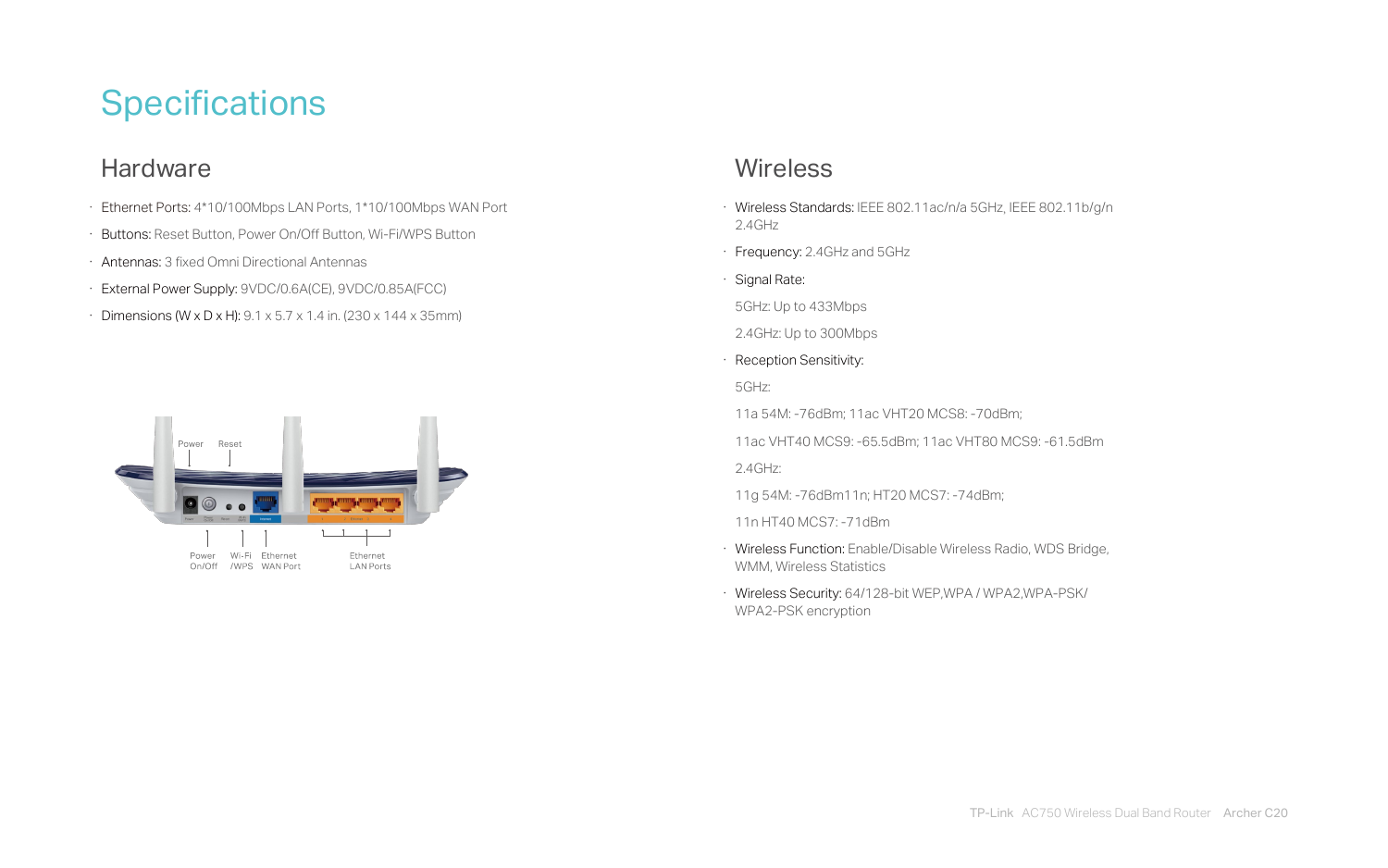# Specifications

## Hardware

- Ethernet Ports: 4*10/100Mbps LAN Ports, 1*10/100Mbps WAN Port
- Buttons: Reset Button, Power On/Off Button, Wi-Fi/WPS Button
- Antennas: 3 fixed Omni Directional Antennas
- External Power Supply: 9VDC/0.6A(CE), 9VDC/0.85A(FCC)
- Dimensions (W x D x H): 9.1 x 5.7 x 1.4 in. (230 x 144 x 35mm)

## Wireless

- Wireless Standards: IEEE 802.11ac/n/a 5GHz, IEEE 802.11b/g/n 2.4GHz
- Frequency: 2.4GHz and 5GHz
- Signal Rate:

  5GHz: Up to 433Mbps

  2.4GHz: Up to 300Mbps
- Reception Sensitivity:

  5GHz:

  11a 54M: -76dBm; 11ac VHT20 MCS8: -70dBm;

  11ac VHT40 MCS9: -65.5dBm; 11ac VHT80 MCS9: -61.5dBm

  2.4GHz:

  11g 54M: -76dBm11n; HT20 MCS7: -74dBm;

  11n HT40 MCS7: -71dBm
- Wireless Function: Enable/Disable Wireless Radio, WDS Bridge, WMM, Wireless Statistics
- Wireless Security: 64/128-bit WEP,WPA / WPA2,WPA-PSK/ WPA2-PSK encryption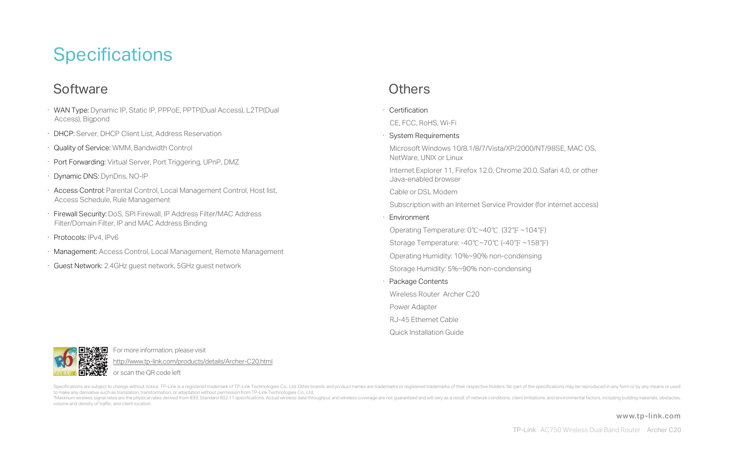# Specifications

## Software

- **WAN Type:** Dynamic IP, Static IP, PPPoE, PPTP(Dual Access), L2TP(Dual Access), Bigpond
- **DHCP:** Server, DHCP Client List, Address Reservation
- **Quality of Service:** WMM, Bandwidth Control
- **Port Forwarding:** Virtual Server, Port Triggering, UPnP, DMZ
- **Dynamic DNS:** DynDns, NO-IP
- **Access Control:** Parental Control, Local Management Control, Host list, Access Schedule, Rule Management
- **Firewall Security:** DoS, SPI Firewall, IP Address Filter/MAC Address Filter/Domain Filter, IP and MAC Address Binding
- **Protocols:** IPv4, IPv6
- **Management:** Access Control, Local Management, Remote Management
- **Guest Network:** 2.4GHz guest network, 5GHz guest network

## Others

- **Certification**

  CE, FCC, RoHS, Wi-Fi

- **System Requirements**

  Microsoft Windows 10/8.1/8/7/Vista/XP/2000/NT/98SE, MAC OS, NetWare, UNIX or Linux

  Internet Explorer 11, Firefox 12.0, Chrome 20.0, Safari 4.0, or other Java-enabled browser

  Cable or DSL Modem

  Subscription with an Internet Service Provider (for internet access)

- **Environment**

  Operating Temperature: 0℃~40℃ (32℉ ~104℉)

  Storage Temperature: -40℃~70℃ (-40℉ ~158℉)

  Operating Humidity: 10%~90% non-condensing

  Storage Humidity: 5%~90% non-condensing

- **Package Contents**

  Wireless Router Archer C20

  Power Adapter

  RJ-45 Ethernet Cable

  Quick Installation Guide

For more information, please visit
http://www.tp-link.com/products/details/Archer-C20.html
or scan the QR code left

Specifications are subject to change without notice. TP-Link is a registered trademark of TP-Link Technologies Co., Ltd. Other brands and product names are trademarks or registered trademarks of their respective holders. No part of the specifications may be reproduced in any form or by any means or used to make any derivative such as translation, transformation, or adaptation without permission from TP-Link Technologies Co., Ltd.
*Maximum wireless signal rates are the physical rates derived from IEEE Standard 802.11 specifications. Actual wireless data throughput and wireless coverage are not guaranteed and will vary as a result of network conditions, client limitations, and environmental factors, including building materials, obstacles, volume and density of traffic, and client location.

www.tp-link.com

TP-Link AC750 Wireless Dual Band Router Archer C20